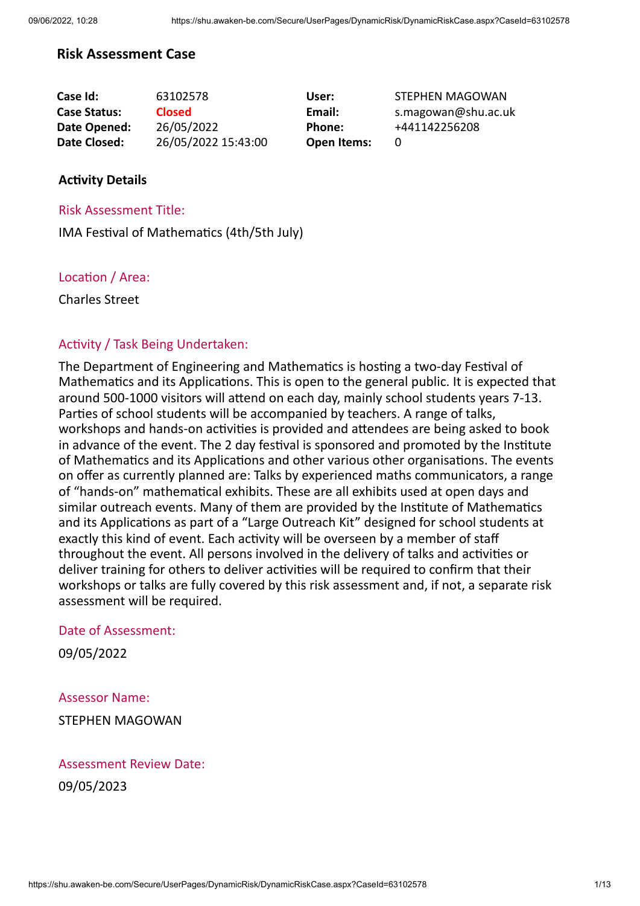# Risk Assessment Case

| | | | |
|---|---|---|---|
| **Case Id:** | 63102578 | **User:** | STEPHEN MAGOWAN |
| **Case Status:** | Closed | **Email:** | s.magowan@shu.ac.uk |
| **Date Opened:** | 26/05/2022 | **Phone:** | +441142256208 |
| **Date Closed:** | 26/05/2022 15:43:00 | **Open Items:** | 0 |

## Activity Details

### Risk Assessment Title:

IMA Festival of Mathematics (4th/5th July)

### Location / Area:

Charles Street

### Activity / Task Being Undertaken:

The Department of Engineering and Mathematics is hosting a two-day Festival of Mathematics and its Applications. This is open to the general public. It is expected that around 500-1000 visitors will attend on each day, mainly school students years 7-13. Parties of school students will be accompanied by teachers. A range of talks, workshops and hands-on activities is provided and attendees are being asked to book in advance of the event. The 2 day festival is sponsored and promoted by the Institute of Mathematics and its Applications and other various other organisations. The events on offer as currently planned are: Talks by experienced maths communicators, a range of "hands-on" mathematical exhibits. These are all exhibits used at open days and similar outreach events. Many of them are provided by the Institute of Mathematics and its Applications as part of a "Large Outreach Kit" designed for school students at exactly this kind of event. Each activity will be overseen by a member of staff throughout the event. All persons involved in the delivery of talks and activities or deliver training for others to deliver activities will be required to confirm that their workshops or talks are fully covered by this risk assessment and, if not, a separate risk assessment will be required.

### Date of Assessment:

09/05/2022

### Assessor Name:

STEPHEN MAGOWAN

### Assessment Review Date:

09/05/2023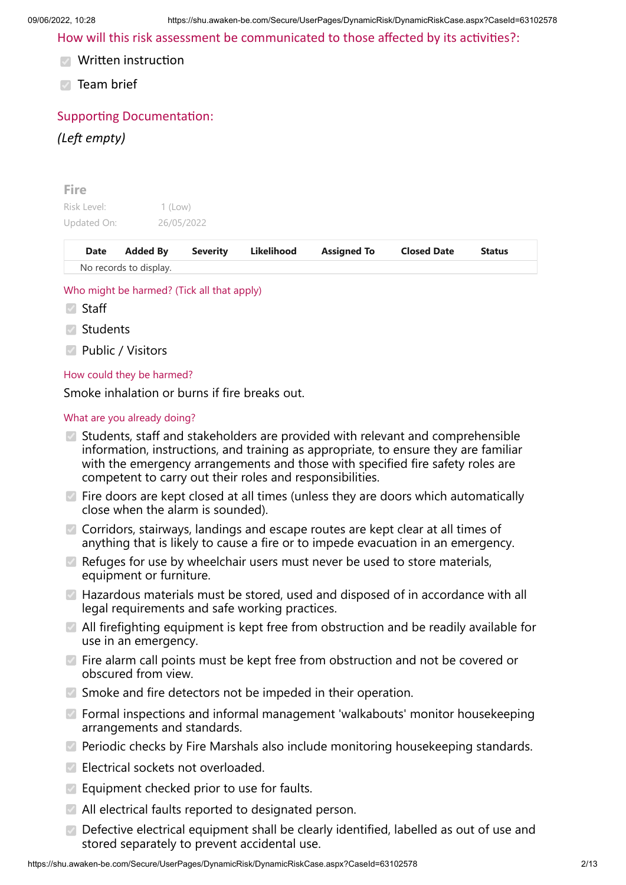How will this risk assessment be communicated to those affected by its activities?:

- [x] Written instruction
- [x] Team brief

Supporting Documentation:

*(Left empty)*

## Fire

Risk Level: 1 (Low)

Updated On: 26/05/2022

| Date | Added By | Severity | Likelihood | Assigned To | Closed Date | Status |
|---|---|---|---|---|---|---|
| No records to display. | | | | | | |

Who might be harmed? (Tick all that apply)

- [x] Staff
- [x] Students
- [x] Public / Visitors

How could they be harmed?

Smoke inhalation or burns if fire breaks out.

What are you already doing?

- [x] Students, staff and stakeholders are provided with relevant and comprehensible information, instructions, and training as appropriate, to ensure they are familiar with the emergency arrangements and those with specified fire safety roles are competent to carry out their roles and responsibilities.
- [x] Fire doors are kept closed at all times (unless they are doors which automatically close when the alarm is sounded).
- [x] Corridors, stairways, landings and escape routes are kept clear at all times of anything that is likely to cause a fire or to impede evacuation in an emergency.
- [x] Refuges for use by wheelchair users must never be used to store materials, equipment or furniture.
- [x] Hazardous materials must be stored, used and disposed of in accordance with all legal requirements and safe working practices.
- [x] All firefighting equipment is kept free from obstruction and be readily available for use in an emergency.
- [x] Fire alarm call points must be kept free from obstruction and not be covered or obscured from view.
- [x] Smoke and fire detectors not be impeded in their operation.
- [x] Formal inspections and informal management 'walkabouts' monitor housekeeping arrangements and standards.
- [x] Periodic checks by Fire Marshals also include monitoring housekeeping standards.
- [x] Electrical sockets not overloaded.
- [x] Equipment checked prior to use for faults.
- [x] All electrical faults reported to designated person.
- [x] Defective electrical equipment shall be clearly identified, labelled as out of use and stored separately to prevent accidental use.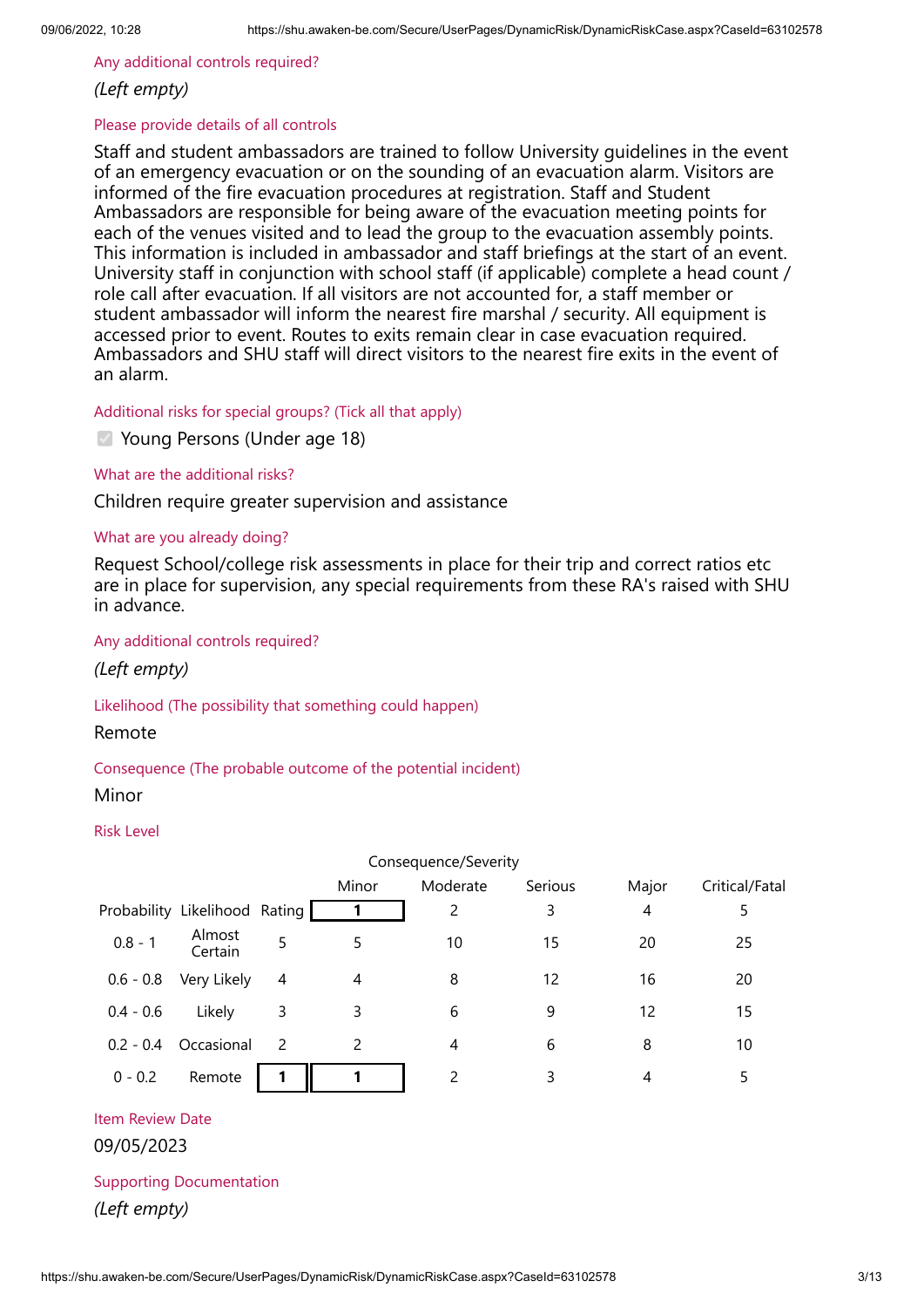Any additional controls required?

*(Left empty)*

Please provide details of all controls

Staff and student ambassadors are trained to follow University guidelines in the event of an emergency evacuation or on the sounding of an evacuation alarm. Visitors are informed of the fire evacuation procedures at registration. Staff and Student Ambassadors are responsible for being aware of the evacuation meeting points for each of the venues visited and to lead the group to the evacuation assembly points. This information is included in ambassador and staff briefings at the start of an event. University staff in conjunction with school staff (if applicable) complete a head count / role call after evacuation. If all visitors are not accounted for, a staff member or student ambassador will inform the nearest fire marshal / security. All equipment is accessed prior to event. Routes to exits remain clear in case evacuation required. Ambassadors and SHU staff will direct visitors to the nearest fire exits in the event of an alarm.

Additional risks for special groups? (Tick all that apply)

☑ Young Persons (Under age 18)

What are the additional risks?

Children require greater supervision and assistance

What are you already doing?

Request School/college risk assessments in place for their trip and correct ratios etc are in place for supervision, any special requirements from these RA's raised with SHU in advance.

Any additional controls required?

*(Left empty)*

Likelihood (The possibility that something could happen)

Remote

Consequence (The probable outcome of the potential incident)

Minor

Risk Level

| | | | Consequence/Severity | | | | |
|---|---|---|---|---|---|---|---|
| | | | Minor | Moderate | Serious | Major | Critical/Fatal |
| Probability | Likelihood | Rating | **1** | 2 | 3 | 4 | 5 |
| 0.8 - 1 | Almost Certain | 5 | 5 | 10 | 15 | 20 | 25 |
| 0.6 - 0.8 | Very Likely | 4 | 4 | 8 | 12 | 16 | 20 |
| 0.4 - 0.6 | Likely | 3 | 3 | 6 | 9 | 12 | 15 |
| 0.2 - 0.4 | Occasional | 2 | 2 | 4 | 6 | 8 | 10 |
| 0 - 0.2 | Remote | **1** | **1** | 2 | 3 | 4 | 5 |

Item Review Date

09/05/2023

Supporting Documentation

*(Left empty)*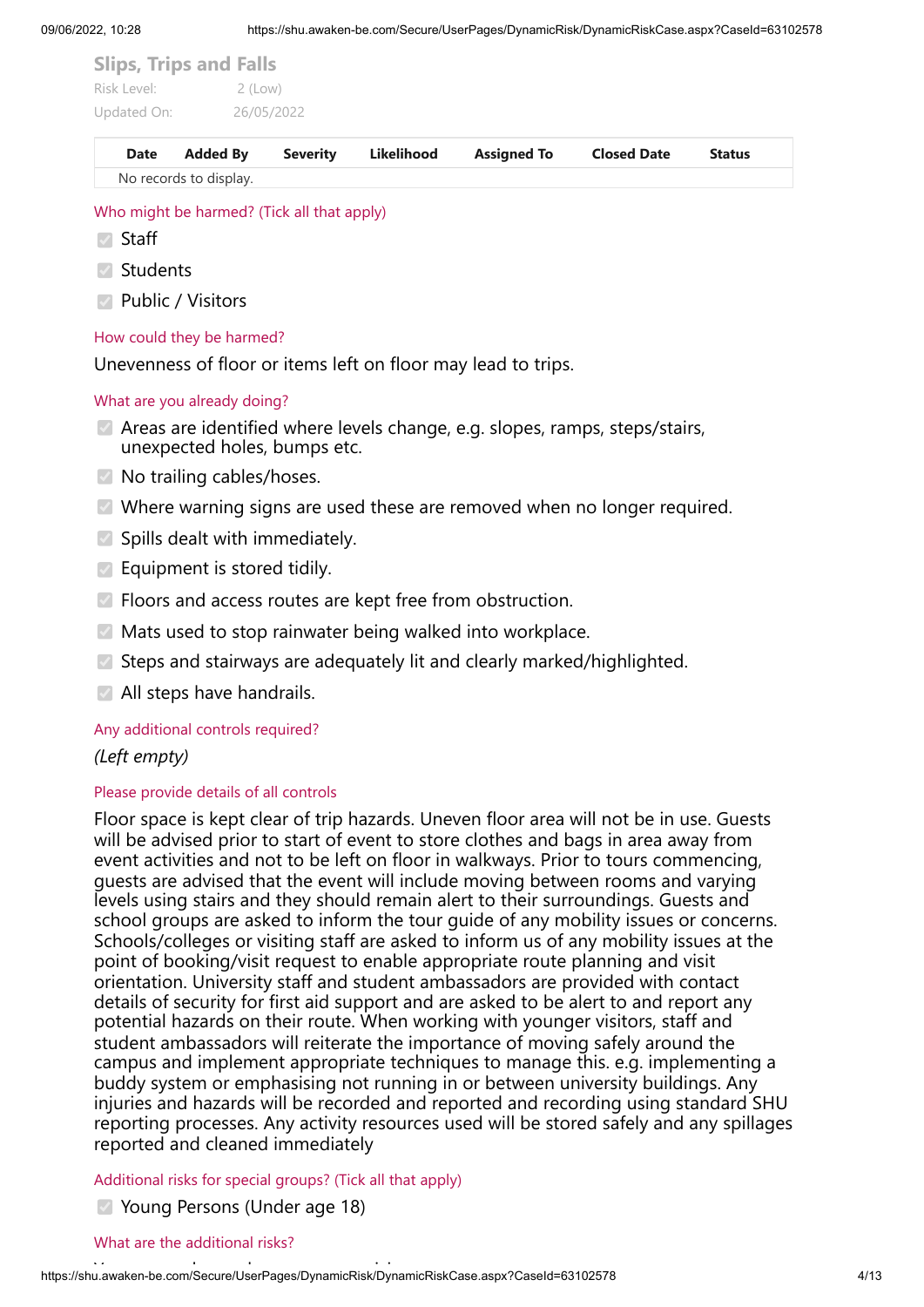## Slips, Trips and Falls

Risk Level: 2 (Low)

Updated On: 26/05/2022

| Date | Added By | Severity | Likelihood | Assigned To | Closed Date | Status |
|---|---|---|---|---|---|---|
| No records to display. | | | | | | |

**Who might be harmed? (Tick all that apply)**

- [x] Staff
- [x] Students
- [x] Public / Visitors

**How could they be harmed?**

Unevenness of floor or items left on floor may lead to trips.

**What are you already doing?**

- [x] Areas are identified where levels change, e.g. slopes, ramps, steps/stairs, unexpected holes, bumps etc.
- [x] No trailing cables/hoses.
- [x] Where warning signs are used these are removed when no longer required.
- [x] Spills dealt with immediately.
- [x] Equipment is stored tidily.
- [x] Floors and access routes are kept free from obstruction.
- [x] Mats used to stop rainwater being walked into workplace.
- [x] Steps and stairways are adequately lit and clearly marked/highlighted.
- [x] All steps have handrails.

**Any additional controls required?**

*(Left empty)*

**Please provide details of all controls**

Floor space is kept clear of trip hazards. Uneven floor area will not be in use. Guests will be advised prior to start of event to store clothes and bags in area away from event activities and not to be left on floor in walkways. Prior to tours commencing, guests are advised that the event will include moving between rooms and varying levels using stairs and they should remain alert to their surroundings. Guests and school groups are asked to inform the tour guide of any mobility issues or concerns. Schools/colleges or visiting staff are asked to inform us of any mobility issues at the point of booking/visit request to enable appropriate route planning and visit orientation. University staff and student ambassadors are provided with contact details of security for first aid support and are asked to be alert to and report any potential hazards on their route. When working with younger visitors, staff and student ambassadors will reiterate the importance of moving safely around the campus and implement appropriate techniques to manage this. e.g. implementing a buddy system or emphasising not running in or between university buildings. Any injuries and hazards will be recorded and reported and recording using standard SHU reporting processes. Any activity resources used will be stored safely and any spillages reported and cleaned immediately

**Additional risks for special groups? (Tick all that apply)**

- [x] Young Persons (Under age 18)

**What are the additional risks?**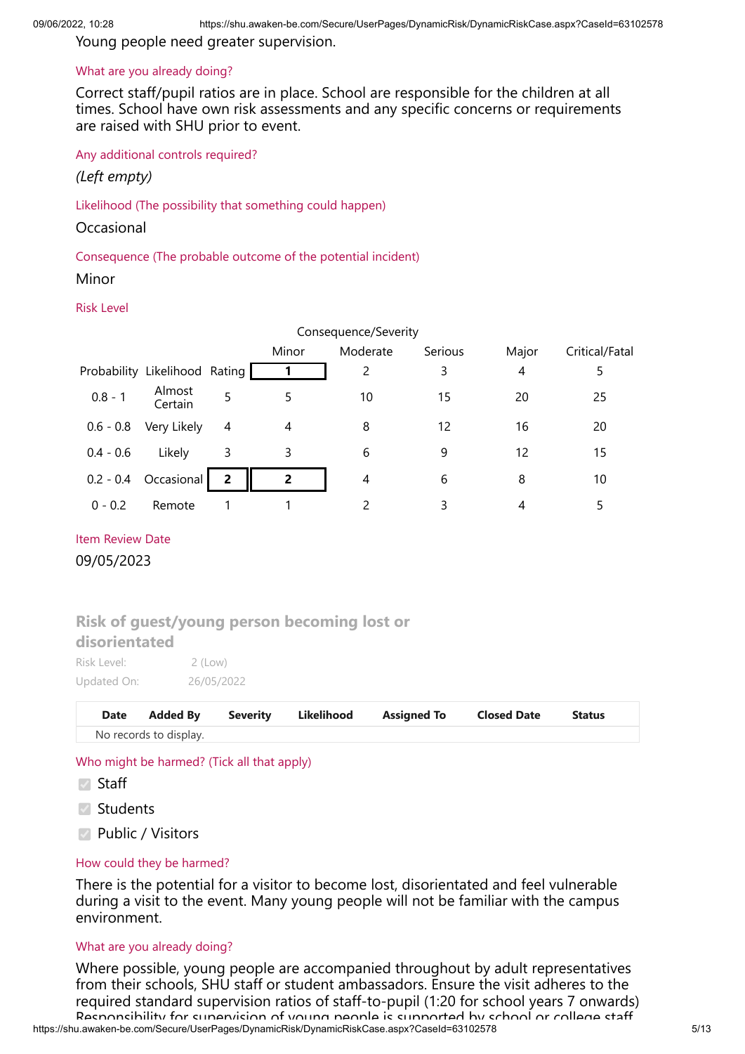Young people need greater supervision.

What are you already doing?

Correct staff/pupil ratios are in place. School are responsible for the children at all times. School have own risk assessments and any specific concerns or requirements are raised with SHU prior to event.

Any additional controls required?

*(Left empty)*

Likelihood (The possibility that something could happen)

Occasional

Consequence (The probable outcome of the potential incident)

Minor

Risk Level

| | | | Consequence/Severity | | | | |
|---|---|---|---|---|---|---|---|
| | | | Minor | Moderate | Serious | Major | Critical/Fatal |
| Probability | Likelihood | Rating | **1** | 2 | 3 | 4 | 5 |
| 0.8 - 1 | Almost Certain | 5 | 5 | 10 | 15 | 20 | 25 |
| 0.6 - 0.8 | Very Likely | 4 | 4 | 8 | 12 | 16 | 20 |
| 0.4 - 0.6 | Likely | 3 | 3 | 6 | 9 | 12 | 15 |
| 0.2 - 0.4 | Occasional | **2** | **2** | 4 | 6 | 8 | 10 |
| 0 - 0.2 | Remote | 1 | 1 | 2 | 3 | 4 | 5 |

Item Review Date

09/05/2023

## Risk of guest/young person becoming lost or disorientated

Risk Level: 2 (Low)

Updated On: 26/05/2022

| Date | Added By | Severity | Likelihood | Assigned To | Closed Date | Status |
|---|---|---|---|---|---|---|
| No records to display. | | | | | | |

Who might be harmed? (Tick all that apply)

- [x] Staff
- [x] Students
- [x] Public / Visitors

How could they be harmed?

There is the potential for a visitor to become lost, disorientated and feel vulnerable during a visit to the event. Many young people will not be familiar with the campus environment.

What are you already doing?

Where possible, young people are accompanied throughout by adult representatives from their schools, SHU staff or student ambassadors. Ensure the visit adheres to the required standard supervision ratios of staff-to-pupil (1:20 for school years 7 onwards) Responsibility for supervision of young people is supported by school or college staff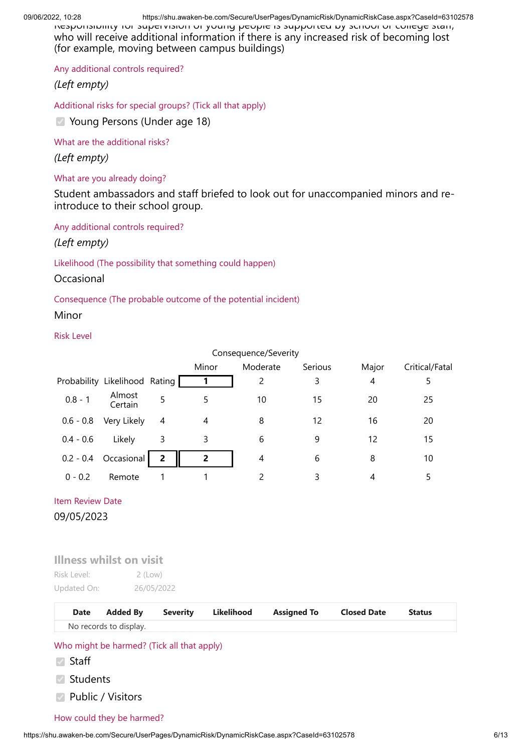Responsibility for supervision of young people is supported by school or college staff, who will receive additional information if there is any increased risk of becoming lost (for example, moving between campus buildings)

Any additional controls required?

*(Left empty)*

Additional risks for special groups? (Tick all that apply)

- [x] Young Persons (Under age 18)

What are the additional risks?

*(Left empty)*

What are you already doing?

Student ambassadors and staff briefed to look out for unaccompanied minors and re-introduce to their school group.

Any additional controls required?

*(Left empty)*

Likelihood (The possibility that something could happen)

Occasional

Consequence (The probable outcome of the potential incident)

Minor

Risk Level

| | | | Consequence/Severity | | | | |
|---|---|---|---|---|---|---|---|
| | | | Minor | Moderate | Serious | Major | Critical/Fatal |
| Probability | Likelihood | Rating | **1** | 2 | 3 | 4 | 5 |
| 0.8 - 1 | Almost Certain | 5 | 5 | 10 | 15 | 20 | 25 |
| 0.6 - 0.8 | Very Likely | 4 | 4 | 8 | 12 | 16 | 20 |
| 0.4 - 0.6 | Likely | 3 | 3 | 6 | 9 | 12 | 15 |
| 0.2 - 0.4 | Occasional | **2** | **2** | 4 | 6 | 8 | 10 |
| 0 - 0.2 | Remote | 1 | 1 | 2 | 3 | 4 | 5 |

Item Review Date

09/05/2023

## Illness whilst on visit

Risk Level: 2 (Low)

Updated On: 26/05/2022

| Date | Added By | Severity | Likelihood | Assigned To | Closed Date | Status |
|---|---|---|---|---|---|---|
| No records to display. | | | | | | |

Who might be harmed? (Tick all that apply)

- [x] Staff
- [x] Students
- [x] Public / Visitors

How could they be harmed?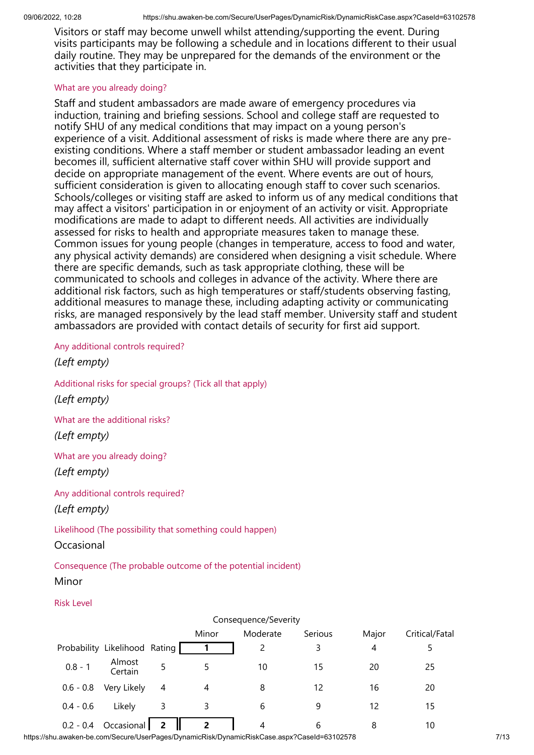Visitors or staff may become unwell whilst attending/supporting the event. During visits participants may be following a schedule and in locations different to their usual daily routine. They may be unprepared for the demands of the environment or the activities that they participate in.

What are you already doing?

Staff and student ambassadors are made aware of emergency procedures via induction, training and briefing sessions. School and college staff are requested to notify SHU of any medical conditions that may impact on a young person's experience of a visit. Additional assessment of risks is made where there are any pre-existing conditions. Where a staff member or student ambassador leading an event becomes ill, sufficient alternative staff cover within SHU will provide support and decide on appropriate management of the event. Where events are out of hours, sufficient consideration is given to allocating enough staff to cover such scenarios. Schools/colleges or visiting staff are asked to inform us of any medical conditions that may affect a visitors' participation in or enjoyment of an activity or visit. Appropriate modifications are made to adapt to different needs. All activities are individually assessed for risks to health and appropriate measures taken to manage these. Common issues for young people (changes in temperature, access to food and water, any physical activity demands) are considered when designing a visit schedule. Where there are specific demands, such as task appropriate clothing, these will be communicated to schools and colleges in advance of the activity. Where there are additional risk factors, such as high temperatures or staff/students observing fasting, additional measures to manage these, including adapting activity or communicating risks, are managed responsively by the lead staff member. University staff and student ambassadors are provided with contact details of security for first aid support.

Any additional controls required?

*(Left empty)*

Additional risks for special groups? (Tick all that apply)

*(Left empty)*

What are the additional risks?

*(Left empty)*

What are you already doing?

*(Left empty)*

Any additional controls required?

*(Left empty)*

Likelihood (The possibility that something could happen)

Occasional

Consequence (The probable outcome of the potential incident)

Minor

Risk Level

| | | | Consequence/Severity | | | | |
|---|---|---|---|---|---|---|---|
| | | | Minor | Moderate | Serious | Major | Critical/Fatal |
| Probability | Likelihood | Rating | **1** | 2 | 3 | 4 | 5 |
| 0.8 - 1 | Almost Certain | 5 | 5 | 10 | 15 | 20 | 25 |
| 0.6 - 0.8 | Very Likely | 4 | 4 | 8 | 12 | 16 | 20 |
| 0.4 - 0.6 | Likely | 3 | 3 | 6 | 9 | 12 | 15 |
| 0.2 - 0.4 | Occasional | **2** | **2** | 4 | 6 | 8 | 10 |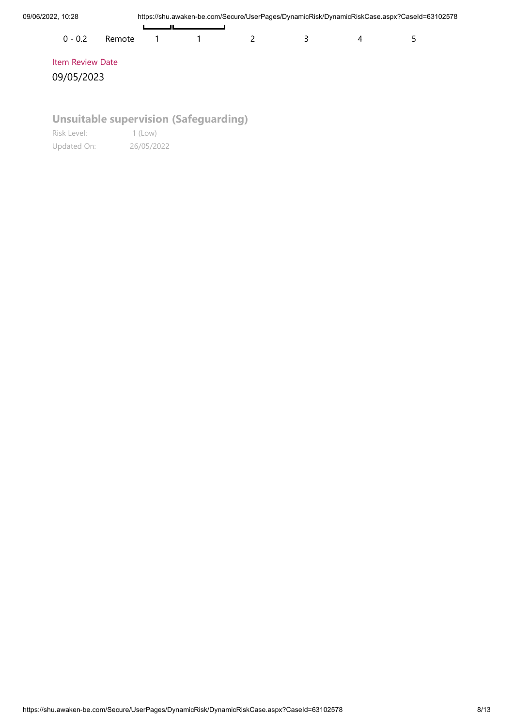| 0 - 0.2 | Remote | 1 | 1 | 2 | 3 | 4 | 5 |
|---|---|---|---|---|---|---|---|

Item Review Date

09/05/2023

## Unsuitable supervision (Safeguarding)

Risk Level: 1 (Low)

Updated On: 26/05/2022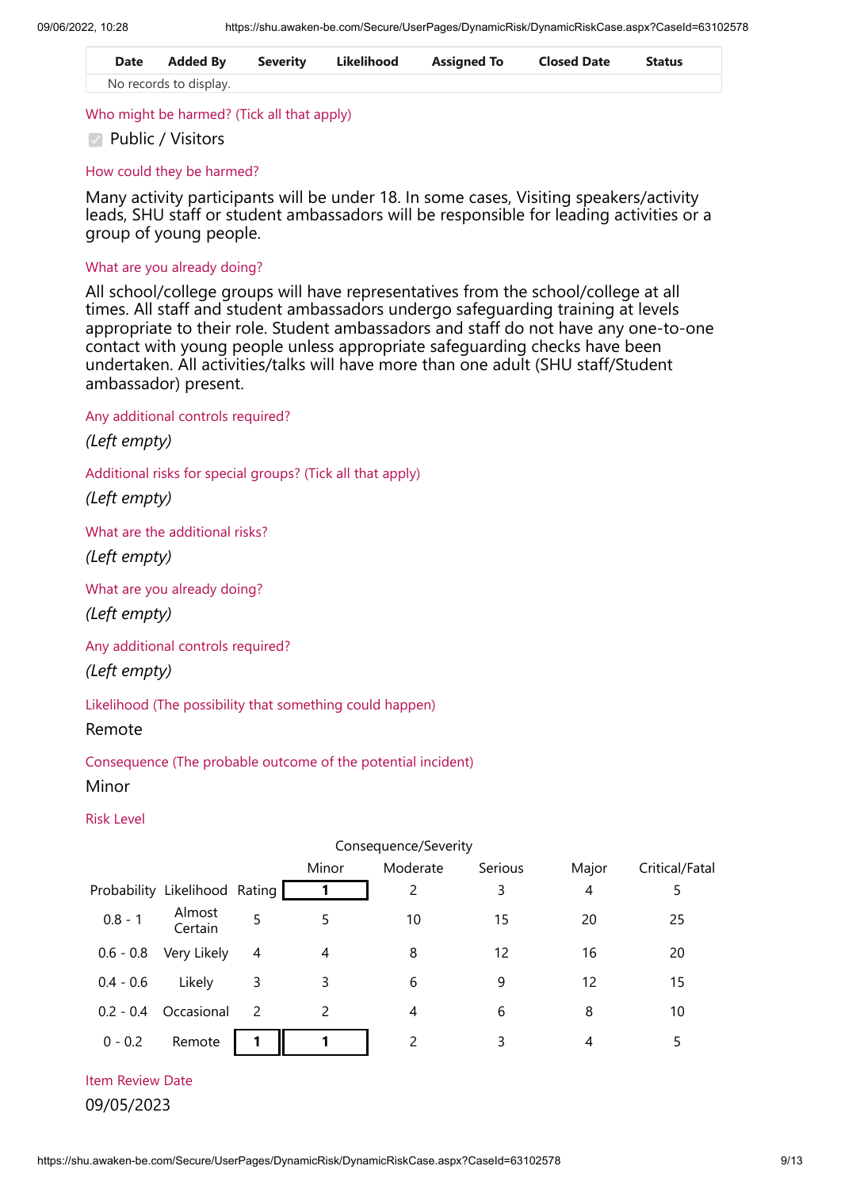| Date | Added By | Severity | Likelihood | Assigned To | Closed Date | Status |
|---|---|---|---|---|---|---|
| No records to display. | | | | | | |

Who might be harmed? (Tick all that apply)

- [x] Public / Visitors

How could they be harmed?

Many activity participants will be under 18. In some cases, Visiting speakers/activity leads, SHU staff or student ambassadors will be responsible for leading activities or a group of young people.

What are you already doing?

All school/college groups will have representatives from the school/college at all times. All staff and student ambassadors undergo safeguarding training at levels appropriate to their role. Student ambassadors and staff do not have any one-to-one contact with young people unless appropriate safeguarding checks have been undertaken. All activities/talks will have more than one adult (SHU staff/Student ambassador) present.

Any additional controls required?

*(Left empty)*

Additional risks for special groups? (Tick all that apply)

*(Left empty)*

What are the additional risks?

*(Left empty)*

What are you already doing?

*(Left empty)*

Any additional controls required?

*(Left empty)*

Likelihood (The possibility that something could happen)

Remote

Consequence (The probable outcome of the potential incident)

Minor

Risk Level

| | | | Consequence/Severity | | | | |
|---|---|---|---|---|---|---|---|
| | | | Minor | Moderate | Serious | Major | Critical/Fatal |
| Probability | Likelihood | Rating | **1** | 2 | 3 | 4 | 5 |
| 0.8 - 1 | Almost Certain | 5 | 5 | 10 | 15 | 20 | 25 |
| 0.6 - 0.8 | Very Likely | 4 | 4 | 8 | 12 | 16 | 20 |
| 0.4 - 0.6 | Likely | 3 | 3 | 6 | 9 | 12 | 15 |
| 0.2 - 0.4 | Occasional | 2 | 2 | 4 | 6 | 8 | 10 |
| 0 - 0.2 | Remote | **1** | **1** | 2 | 3 | 4 | 5 |

Item Review Date

09/05/2023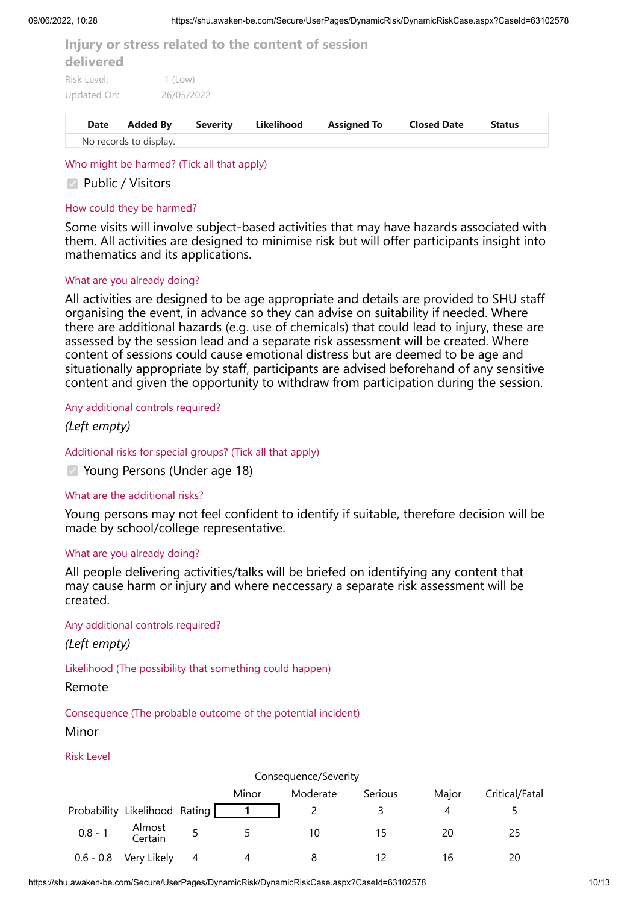## Injury or stress related to the content of session delivered

Risk Level: 1 (Low)

Updated On: 26/05/2022

| Date | Added By | Severity | Likelihood | Assigned To | Closed Date | Status |
|---|---|---|---|---|---|---|
| No records to display. | | | | | | |

Who might be harmed? (Tick all that apply)

- [x] Public / Visitors

How could they be harmed?

Some visits will involve subject-based activities that may have hazards associated with them. All activities are designed to minimise risk but will offer participants insight into mathematics and its applications.

What are you already doing?

All activities are designed to be age appropriate and details are provided to SHU staff organising the event, in advance so they can advise on suitability if needed. Where there are additional hazards (e.g. use of chemicals) that could lead to injury, these are assessed by the session lead and a separate risk assessment will be created. Where content of sessions could cause emotional distress but are deemed to be age and situationally appropriate by staff, participants are advised beforehand of any sensitive content and given the opportunity to withdraw from participation during the session.

Any additional controls required?

*(Left empty)*

Additional risks for special groups? (Tick all that apply)

- [x] Young Persons (Under age 18)

What are the additional risks?

Young persons may not feel confident to identify if suitable, therefore decision will be made by school/college representative.

What are you already doing?

All people delivering activities/talks will be briefed on identifying any content that may cause harm or injury and where neccessary a separate risk assessment will be created.

Any additional controls required?

*(Left empty)*

Likelihood (The possibility that something could happen)

Remote

Consequence (The probable outcome of the potential incident)

Minor

Risk Level

| | | | Consequence/Severity | | | | |
|---|---|---|---|---|---|---|---|
| | | | Minor | Moderate | Serious | Major | Critical/Fatal |
| Probability | Likelihood | Rating | **1** | 2 | 3 | 4 | 5 |
| 0.8 - 1 | Almost Certain | 5 | 5 | 10 | 15 | 20 | 25 |
| 0.6 - 0.8 | Very Likely | 4 | 4 | 8 | 12 | 16 | 20 |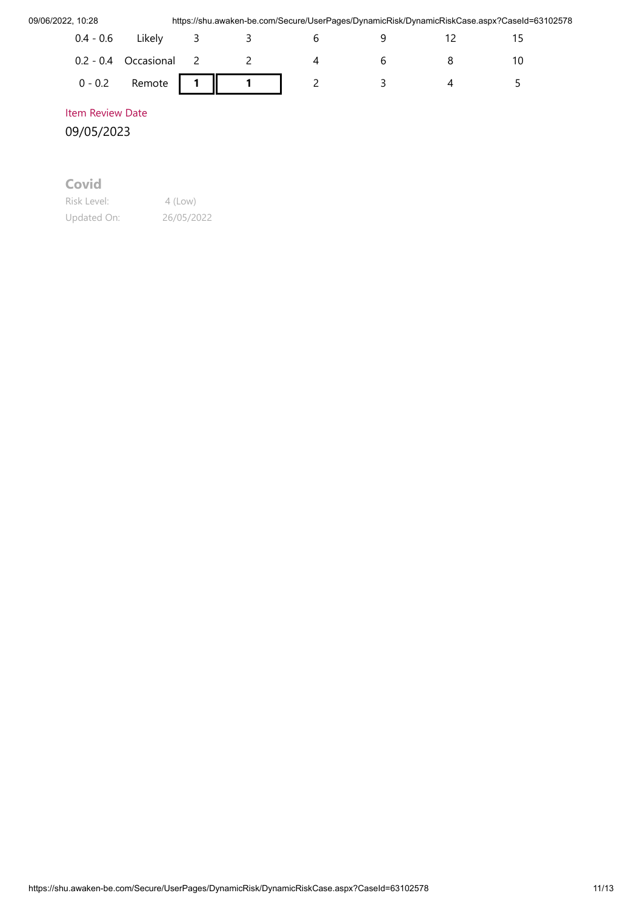| | | | | | | | |
|---|---|---|---|---|---|---|---|
| 0.4 - 0.6 | Likely | 3 | 3 | 6 | 9 | 12 | 15 |
| 0.2 - 0.4 | Occasional | 2 | 2 | 4 | 6 | 8 | 10 |
| 0 - 0.2 | Remote | **1** | **1** | 2 | 3 | 4 | 5 |

Item Review Date

09/05/2023

## Covid

Risk Level: 4 (Low)

Updated On: 26/05/2022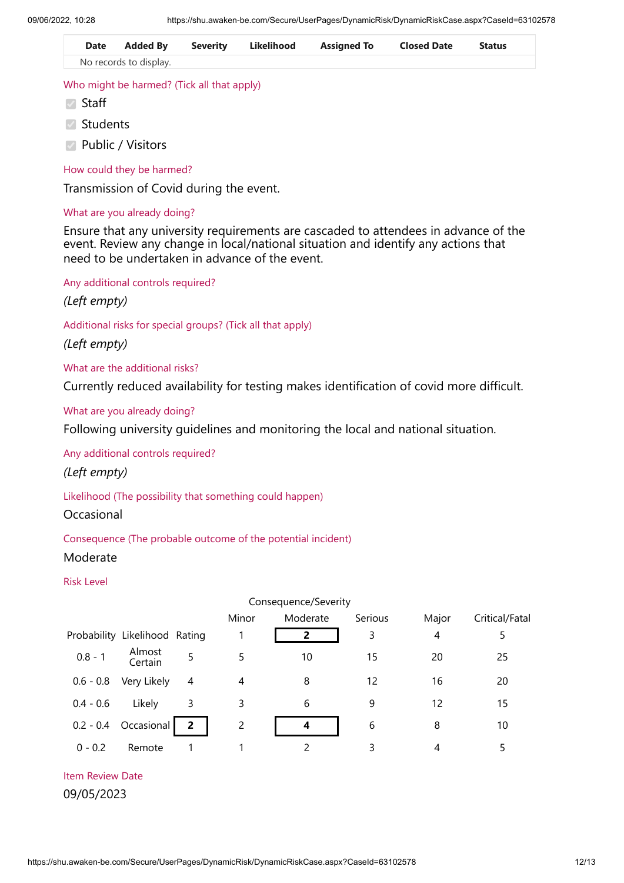| Date | Added By | Severity | Likelihood | Assigned To | Closed Date | Status |
|---|---|---|---|---|---|---|
| No records to display. | | | | | | |

Who might be harmed? (Tick all that apply)

- ☑ Staff
- ☑ Students
- ☑ Public / Visitors

How could they be harmed?

Transmission of Covid during the event.

What are you already doing?

Ensure that any university requirements are cascaded to attendees in advance of the event. Review any change in local/national situation and identify any actions that need to be undertaken in advance of the event.

Any additional controls required?

*(Left empty)*

Additional risks for special groups? (Tick all that apply)

*(Left empty)*

What are the additional risks?

Currently reduced availability for testing makes identification of covid more difficult.

What are you already doing?

Following university guidelines and monitoring the local and national situation.

Any additional controls required?

*(Left empty)*

Likelihood (The possibility that something could happen)

Occasional

Consequence (The probable outcome of the potential incident)

Moderate

Risk Level

| | | | Consequence/Severity | | | | |
|---|---|---|---|---|---|---|---|
| | | | Minor | Moderate | Serious | Major | Critical/Fatal |
| Probability | Likelihood | Rating | 1 | **2** | 3 | 4 | 5 |
| 0.8 - 1 | Almost Certain | 5 | 5 | 10 | 15 | 20 | 25 |
| 0.6 - 0.8 | Very Likely | 4 | 4 | 8 | 12 | 16 | 20 |
| 0.4 - 0.6 | Likely | 3 | 3 | 6 | 9 | 12 | 15 |
| 0.2 - 0.4 | Occasional | **2** | 2 | **4** | 6 | 8 | 10 |
| 0 - 0.2 | Remote | 1 | 1 | 2 | 3 | 4 | 5 |

Item Review Date

09/05/2023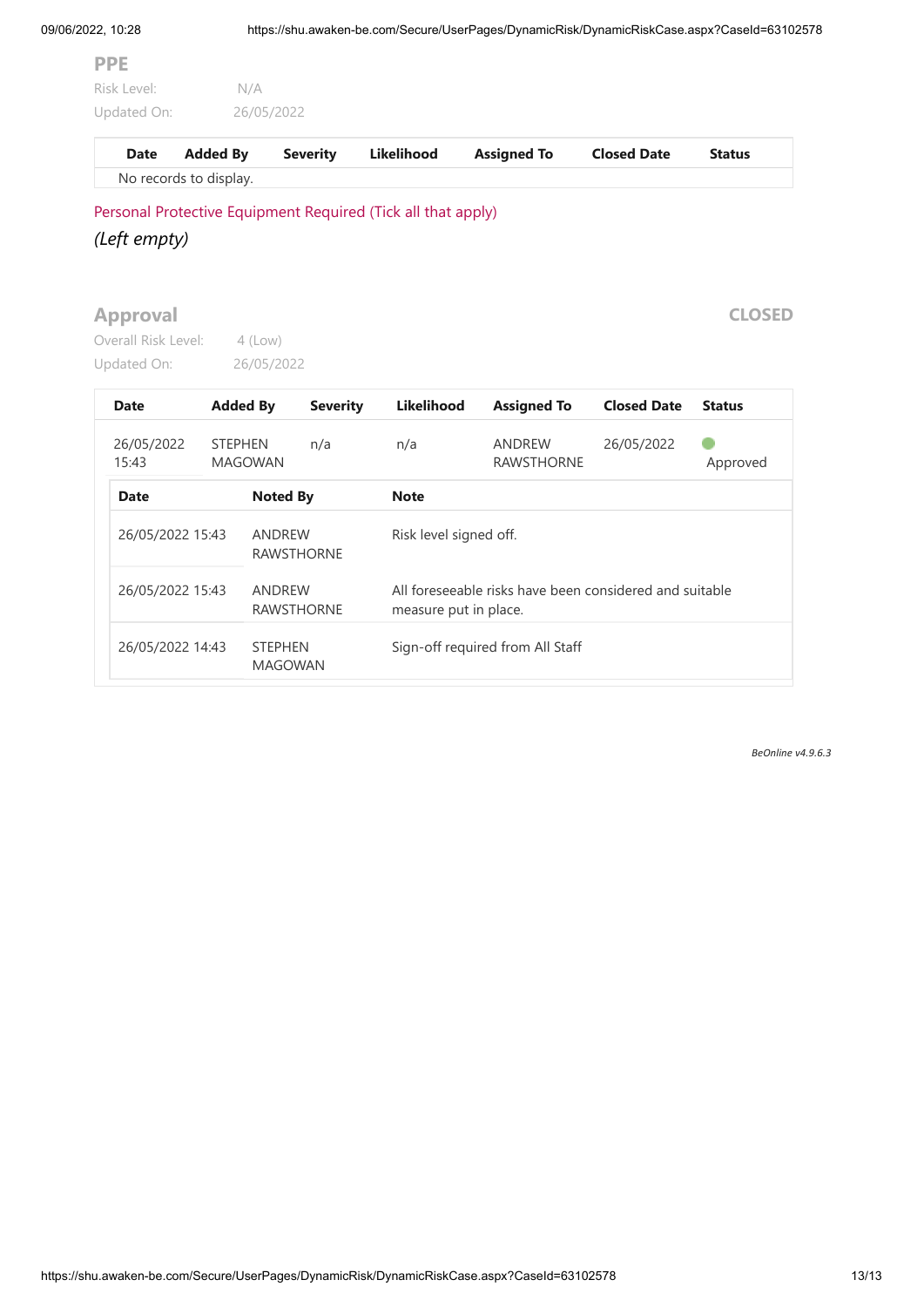## PPE

Risk Level: N/A

Updated On: 26/05/2022

| Date | Added By | Severity | Likelihood | Assigned To | Closed Date | Status |
|---|---|---|---|---|---|---|
| No records to display. | | | | | | |

Personal Protective Equipment Required (Tick all that apply)

*(Left empty)*

## Approval

**CLOSED**

Overall Risk Level: 4 (Low)

Updated On: 26/05/2022

| Date | Added By | Severity | Likelihood | Assigned To | Closed Date | Status |
|---|---|---|---|---|---|---|
| 26/05/2022 15:43 | STEPHEN MAGOWAN | n/a | n/a | ANDREW RAWSTHORNE | 26/05/2022 | Approved |

| Date | Noted By | Note |
|---|---|---|
| 26/05/2022 15:43 | ANDREW RAWSTHORNE | Risk level signed off. |
| 26/05/2022 15:43 | ANDREW RAWSTHORNE | All foreseeable risks have been considered and suitable measure put in place. |
| 26/05/2022 14:43 | STEPHEN MAGOWAN | Sign-off required from All Staff |

*BeOnline v4.9.6.3*